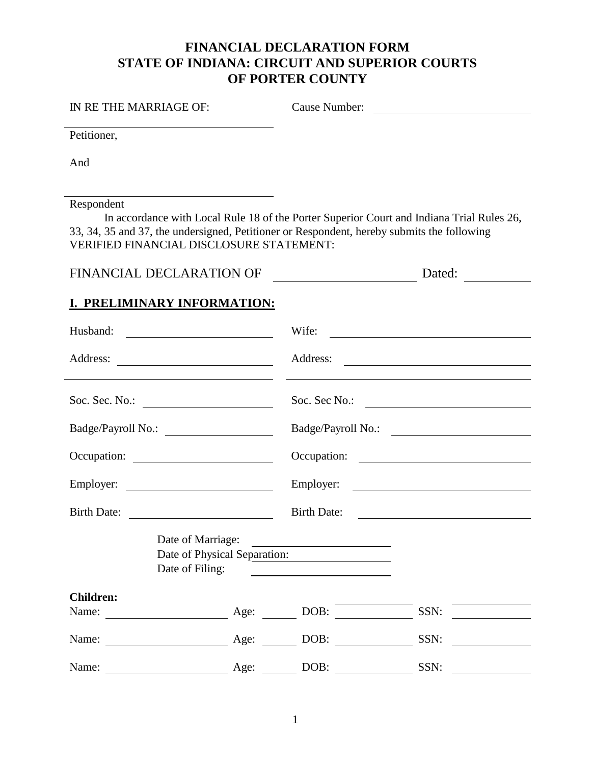# FINANCIAL DECLARATION FORM
# STATE OF INDIANA: CIRCUIT AND SUPERIOR COURTS OF PORTER COUNTY

IN RE THE MARRIAGE OF: Cause Number: ______________________

______________________________
Petitioner,

And

______________________________
Respondent

In accordance with Local Rule 18 of the Porter Superior Court and Indiana Trial Rules 26, 33, 34, 35 and 37, the undersigned, Petitioner or Respondent, hereby submits the following VERIFIED FINANCIAL DISCLOSURE STATEMENT:

FINANCIAL DECLARATION OF ____________________ Dated: __________

## I. PRELIMINARY INFORMATION:

| | |
|---|---|
| Husband: ____________________ | Wife: ____________________ |
| Address: ____________________ | Address: ____________________ |
| ____________________ | ____________________ |
| Soc. Sec. No.: ____________________ | Soc. Sec No.: ____________________ |
| Badge/Payroll No.: ____________________ | Badge/Payroll No.: ____________________ |
| Occupation: ____________________ | Occupation: ____________________ |
| Employer: ____________________ | Employer: ____________________ |
| Birth Date: ____________________ | Birth Date: ____________________ |

Date of Marriage: ____________________
Date of Physical Separation: ____________________
Date of Filing: ____________________

**Children:**

| Name | Age | DOB | SSN |
|---|---|---|---|
| | | | |
| | | | |
| | | | |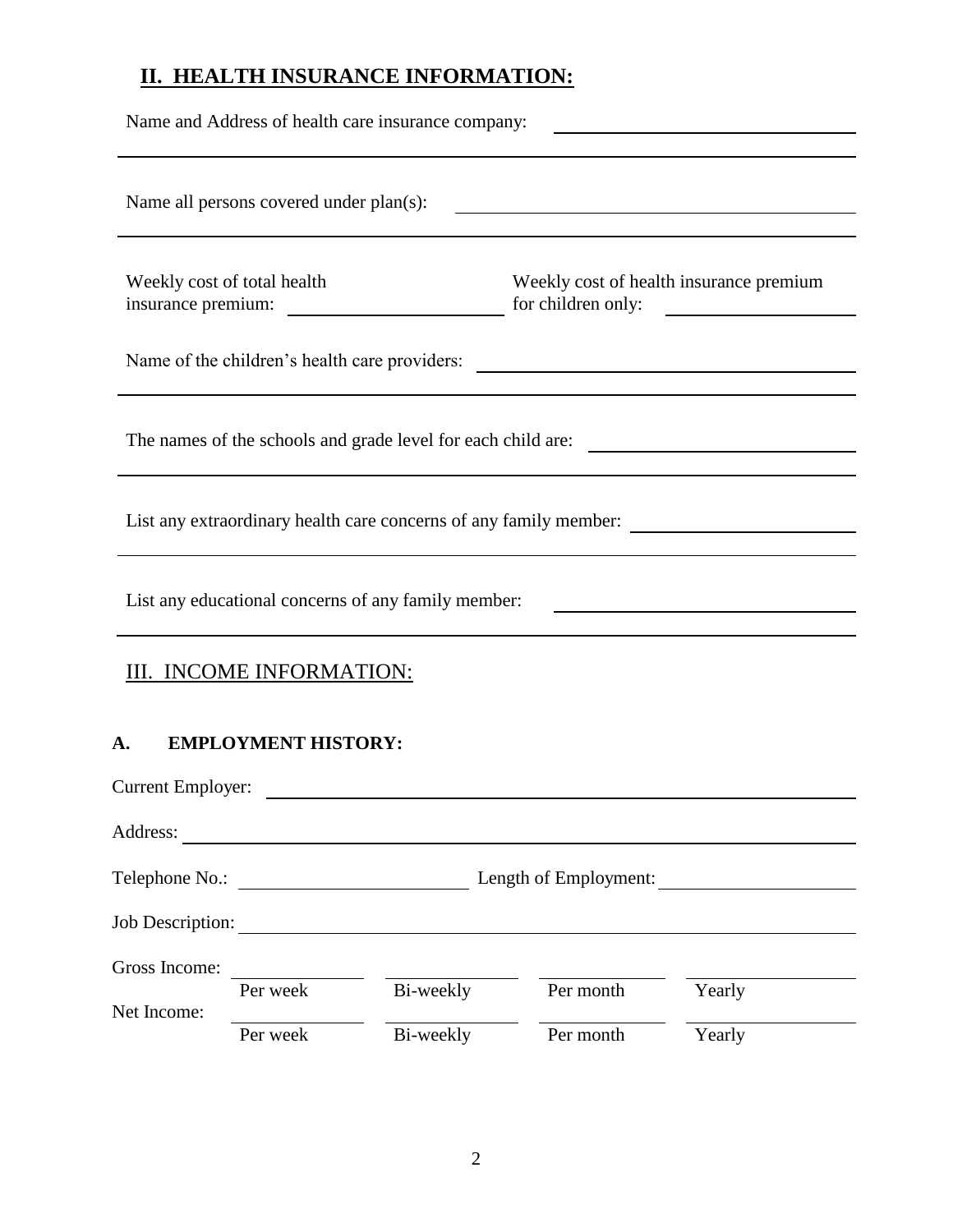## II. HEALTH INSURANCE INFORMATION:

Name and Address of health care insurance company: ______________________________

______________________________________________________________________

Name all persons covered under plan(s): ______________________________

______________________________________________________________________

Weekly cost of total health insurance premium: ____________________ Weekly cost of health insurance premium for children only: ____________________

Name of the children's health care providers: ______________________________

______________________________________________________________________

The names of the schools and grade level for each child are: ______________________________

______________________________________________________________________

List any extraordinary health care concerns of any family member: ______________________________

______________________________________________________________________

List any educational concerns of any family member: ______________________________

______________________________________________________________________

## III. INCOME INFORMATION:

### A. EMPLOYMENT HISTORY:

Current Employer: ______________________________________________________________________

Address: ______________________________________________________________________

Telephone No.: ____________________ Length of Employment: ____________________

Job Description: ______________________________________________________________________

| | | | | |
|---|---|---|---|---|
| Gross Income: | ________ Per week | ________ Bi-weekly | ________ Per month | ________ Yearly |
| Net Income: | ________ Per week | ________ Bi-weekly | ________ Per month | ________ Yearly |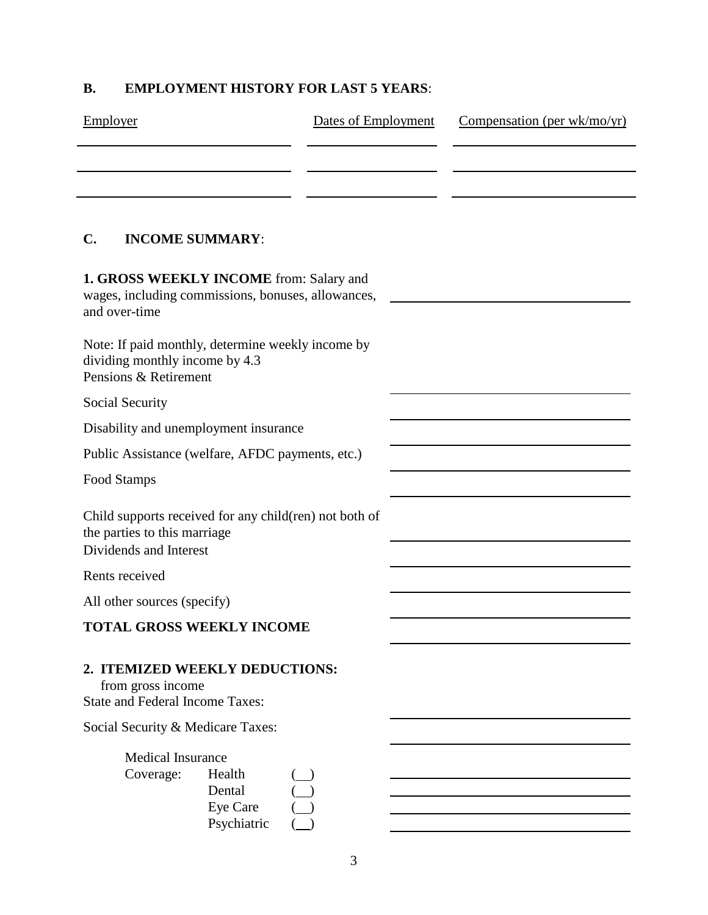## B. EMPLOYMENT HISTORY FOR LAST 5 YEARS:

| Employer | Dates of Employment | Compensation (per wk/mo/yr) |
| --- | --- | --- |
| | | |
| | | |
| | | |

## C. INCOME SUMMARY:

**1. GROSS WEEKLY INCOME** from: Salary and wages, including commissions, bonuses, allowances, and over-time \_\_\_\_\_\_\_\_\_\_\_\_\_\_\_\_\_\_\_\_

Note: If paid monthly, determine weekly income by dividing monthly income by 4.3

Pensions & Retirement \_\_\_\_\_\_\_\_\_\_\_\_\_\_\_\_\_\_\_\_

Social Security \_\_\_\_\_\_\_\_\_\_\_\_\_\_\_\_\_\_\_\_

Disability and unemployment insurance \_\_\_\_\_\_\_\_\_\_\_\_\_\_\_\_\_\_\_\_

Public Assistance (welfare, AFDC payments, etc.) \_\_\_\_\_\_\_\_\_\_\_\_\_\_\_\_\_\_\_\_

Food Stamps \_\_\_\_\_\_\_\_\_\_\_\_\_\_\_\_\_\_\_\_

Child supports received for any child(ren) not both of the parties to this marriage \_\_\_\_\_\_\_\_\_\_\_\_\_\_\_\_\_\_\_\_

Dividends and Interest \_\_\_\_\_\_\_\_\_\_\_\_\_\_\_\_\_\_\_\_

Rents received \_\_\_\_\_\_\_\_\_\_\_\_\_\_\_\_\_\_\_\_

All other sources (specify) \_\_\_\_\_\_\_\_\_\_\_\_\_\_\_\_\_\_\_\_

**TOTAL GROSS WEEKLY INCOME** \_\_\_\_\_\_\_\_\_\_\_\_\_\_\_\_\_\_\_\_

**2. ITEMIZED WEEKLY DEDUCTIONS:**
from gross income

State and Federal Income Taxes: \_\_\_\_\_\_\_\_\_\_\_\_\_\_\_\_\_\_\_\_

Social Security & Medicare Taxes: \_\_\_\_\_\_\_\_\_\_\_\_\_\_\_\_\_\_\_\_

Medical Insurance Coverage:

- Health (\_\_) \_\_\_\_\_\_\_\_\_\_\_\_\_\_\_\_\_\_\_\_
- Dental (\_\_) \_\_\_\_\_\_\_\_\_\_\_\_\_\_\_\_\_\_\_\_
- Eye Care (\_\_) \_\_\_\_\_\_\_\_\_\_\_\_\_\_\_\_\_\_\_\_
- Psychiatric (\_\_) \_\_\_\_\_\_\_\_\_\_\_\_\_\_\_\_\_\_\_\_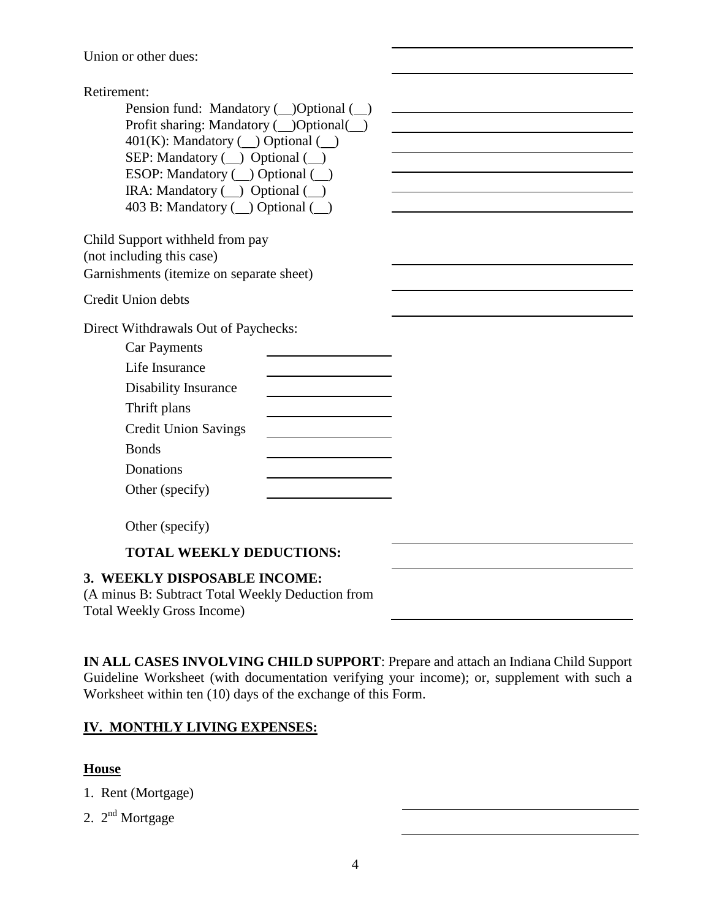Union or other dues: \_\_\_\_\_\_\_\_\_\_\_\_\_\_\_\_\_\_\_\_

Retirement:

- Pension fund: Mandatory (__)Optional (__) \_\_\_\_\_\_\_\_\_\_\_\_\_\_\_\_\_\_\_\_
- Profit sharing: Mandatory (__)Optional(__) \_\_\_\_\_\_\_\_\_\_\_\_\_\_\_\_\_\_\_\_
- 401(K): Mandatory (__) Optional (__) \_\_\_\_\_\_\_\_\_\_\_\_\_\_\_\_\_\_\_\_
- SEP: Mandatory (__) Optional (__) \_\_\_\_\_\_\_\_\_\_\_\_\_\_\_\_\_\_\_\_
- ESOP: Mandatory (__) Optional (__) \_\_\_\_\_\_\_\_\_\_\_\_\_\_\_\_\_\_\_\_
- IRA: Mandatory (__) Optional (__) \_\_\_\_\_\_\_\_\_\_\_\_\_\_\_\_\_\_\_\_
- 403 B: Mandatory (__) Optional (__) \_\_\_\_\_\_\_\_\_\_\_\_\_\_\_\_\_\_\_\_

Child Support withheld from pay
(not including this case) \_\_\_\_\_\_\_\_\_\_\_\_\_\_\_\_\_\_\_\_

Garnishments (itemize on separate sheet) \_\_\_\_\_\_\_\_\_\_\_\_\_\_\_\_\_\_\_\_

Credit Union debts \_\_\_\_\_\_\_\_\_\_\_\_\_\_\_\_\_\_\_\_

Direct Withdrawals Out of Paychecks:

- Car Payments \_\_\_\_\_\_\_\_\_\_\_\_
- Life Insurance \_\_\_\_\_\_\_\_\_\_\_\_
- Disability Insurance \_\_\_\_\_\_\_\_\_\_\_\_
- Thrift plans \_\_\_\_\_\_\_\_\_\_\_\_
- Credit Union Savings \_\_\_\_\_\_\_\_\_\_\_\_
- Bonds \_\_\_\_\_\_\_\_\_\_\_\_
- Donations \_\_\_\_\_\_\_\_\_\_\_\_
- Other (specify) \_\_\_\_\_\_\_\_\_\_\_\_
- Other (specify) \_\_\_\_\_\_\_\_\_\_\_\_\_\_\_\_\_\_\_\_

**TOTAL WEEKLY DEDUCTIONS:** \_\_\_\_\_\_\_\_\_\_\_\_\_\_\_\_\_\_\_\_

**3. WEEKLY DISPOSABLE INCOME:**
(A minus B: Subtract Total Weekly Deduction from Total Weekly Gross Income) \_\_\_\_\_\_\_\_\_\_\_\_\_\_\_\_\_\_\_\_

**IN ALL CASES INVOLVING CHILD SUPPORT**: Prepare and attach an Indiana Child Support Guideline Worksheet (with documentation verifying your income); or, supplement with such a Worksheet within ten (10) days of the exchange of this Form.

## **IV. MONTHLY LIVING EXPENSES:**

### **House**

1. Rent (Mortgage) \_\_\_\_\_\_\_\_\_\_\_\_\_\_\_\_\_\_\_\_
2. 2nd Mortgage \_\_\_\_\_\_\_\_\_\_\_\_\_\_\_\_\_\_\_\_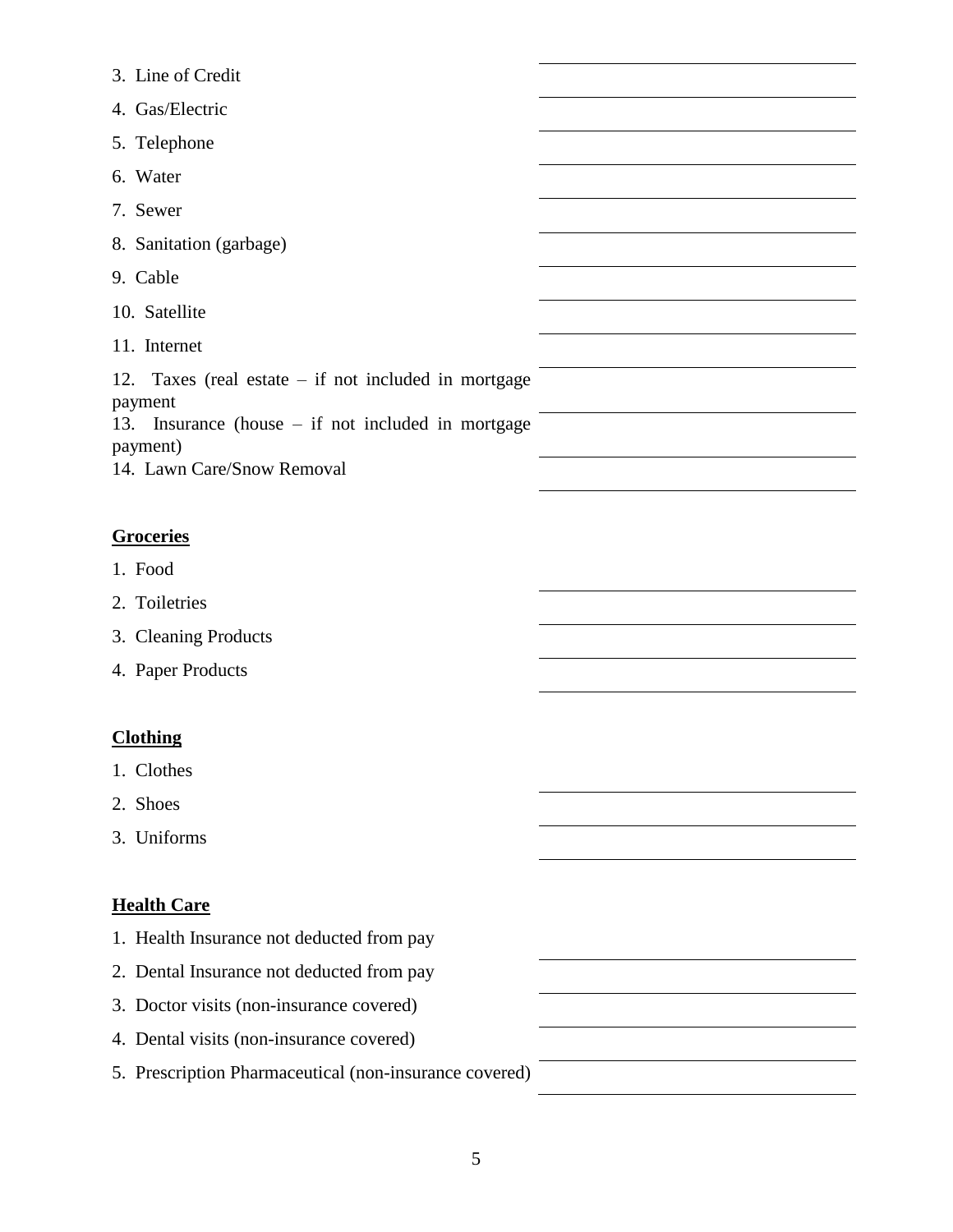3. Line of Credit ____________________
4. Gas/Electric ____________________
5. Telephone ____________________
6. Water ____________________
7. Sewer ____________________
8. Sanitation (garbage) ____________________
9. Cable ____________________
10. Satellite ____________________
11. Internet ____________________
12. Taxes (real estate – if not included in mortgage payment ____________________
13. Insurance (house – if not included in mortgage payment) ____________________
14. Lawn Care/Snow Removal ____________________

**Groceries**

1. Food ____________________
2. Toiletries ____________________
3. Cleaning Products ____________________
4. Paper Products ____________________

**Clothing**

1. Clothes ____________________
2. Shoes ____________________
3. Uniforms ____________________

**Health Care**

1. Health Insurance not deducted from pay ____________________
2. Dental Insurance not deducted from pay ____________________
3. Doctor visits (non-insurance covered) ____________________
4. Dental visits (non-insurance covered) ____________________
5. Prescription Pharmaceutical (non-insurance covered) ____________________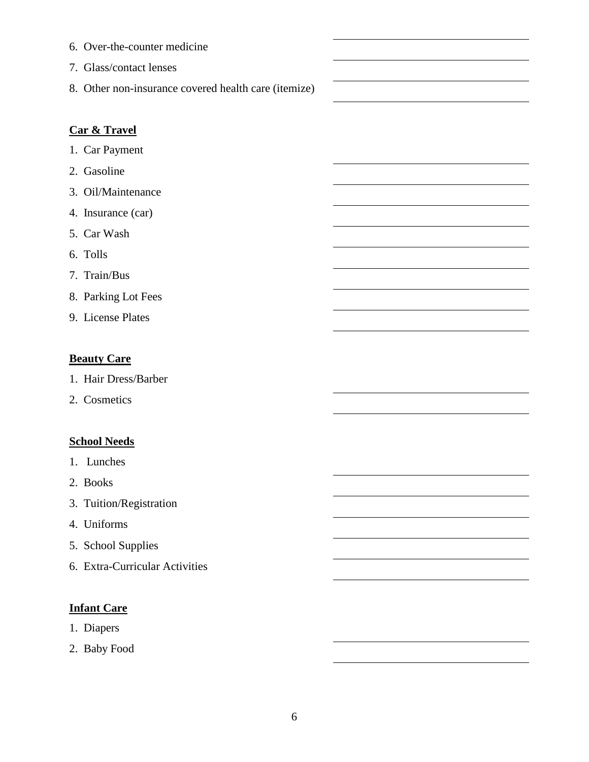6. Over-the-counter medicine
7. Glass/contact lenses
8. Other non-insurance covered health care (itemize)

**Car & Travel**

1. Car Payment
2. Gasoline
3. Oil/Maintenance
4. Insurance (car)
5. Car Wash
6. Tolls
7. Train/Bus
8. Parking Lot Fees
9. License Plates

**Beauty Care**

1. Hair Dress/Barber
2. Cosmetics

**School Needs**

1. Lunches
2. Books
3. Tuition/Registration
4. Uniforms
5. School Supplies
6. Extra-Curricular Activities

**Infant Care**

1. Diapers
2. Baby Food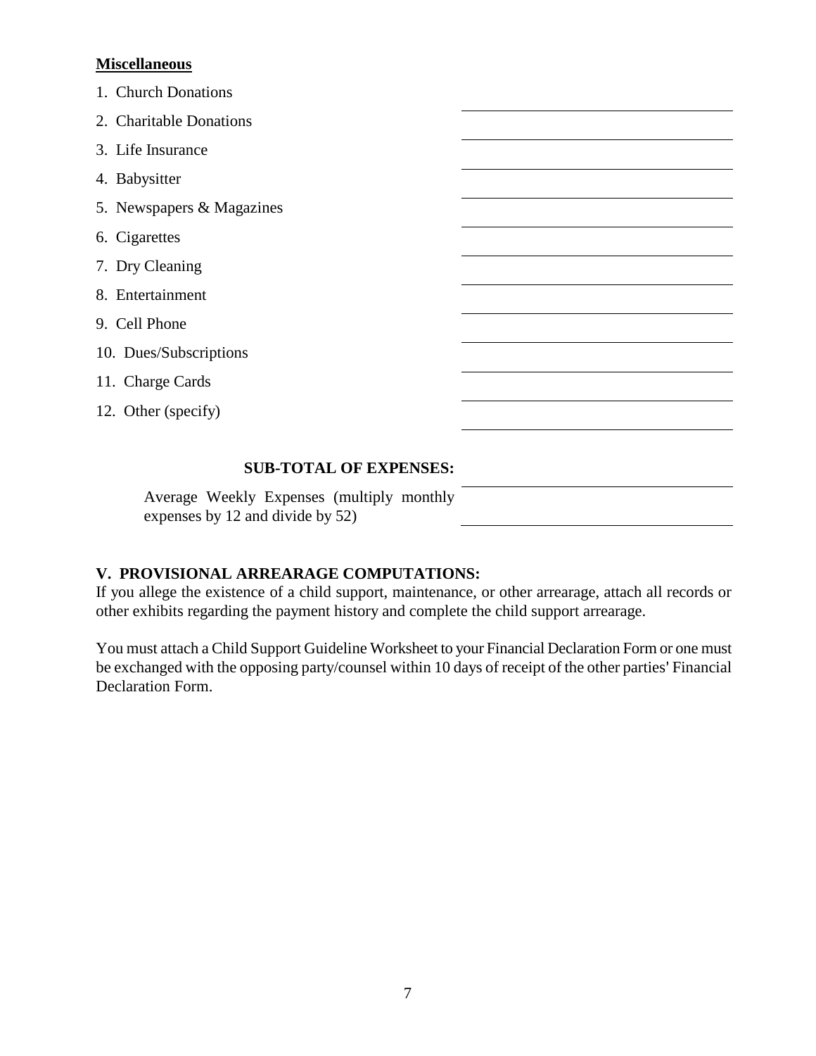**Miscellaneous**

1. Church Donations \_\_\_\_\_\_\_\_\_\_\_\_\_\_\_\_\_\_\_\_
2. Charitable Donations \_\_\_\_\_\_\_\_\_\_\_\_\_\_\_\_\_\_\_\_
3. Life Insurance \_\_\_\_\_\_\_\_\_\_\_\_\_\_\_\_\_\_\_\_
4. Babysitter \_\_\_\_\_\_\_\_\_\_\_\_\_\_\_\_\_\_\_\_
5. Newspapers & Magazines \_\_\_\_\_\_\_\_\_\_\_\_\_\_\_\_\_\_\_\_
6. Cigarettes \_\_\_\_\_\_\_\_\_\_\_\_\_\_\_\_\_\_\_\_
7. Dry Cleaning \_\_\_\_\_\_\_\_\_\_\_\_\_\_\_\_\_\_\_\_
8. Entertainment \_\_\_\_\_\_\_\_\_\_\_\_\_\_\_\_\_\_\_\_
9. Cell Phone \_\_\_\_\_\_\_\_\_\_\_\_\_\_\_\_\_\_\_\_
10. Dues/Subscriptions \_\_\_\_\_\_\_\_\_\_\_\_\_\_\_\_\_\_\_\_
11. Charge Cards \_\_\_\_\_\_\_\_\_\_\_\_\_\_\_\_\_\_\_\_
12. Other (specify) \_\_\_\_\_\_\_\_\_\_\_\_\_\_\_\_\_\_\_\_

**SUB-TOTAL OF EXPENSES:** \_\_\_\_\_\_\_\_\_\_\_\_\_\_\_\_\_\_\_\_

Average Weekly Expenses (multiply monthly expenses by 12 and divide by 52) \_\_\_\_\_\_\_\_\_\_\_\_\_\_\_\_\_\_\_\_

**V. PROVISIONAL ARREARAGE COMPUTATIONS:**

If you allege the existence of a child support, maintenance, or other arrearage, attach all records or other exhibits regarding the payment history and complete the child support arrearage.

You must attach a Child Support Guideline Worksheet to your Financial Declaration Form or one must be exchanged with the opposing party/counsel within 10 days of receipt of the other parties' Financial Declaration Form.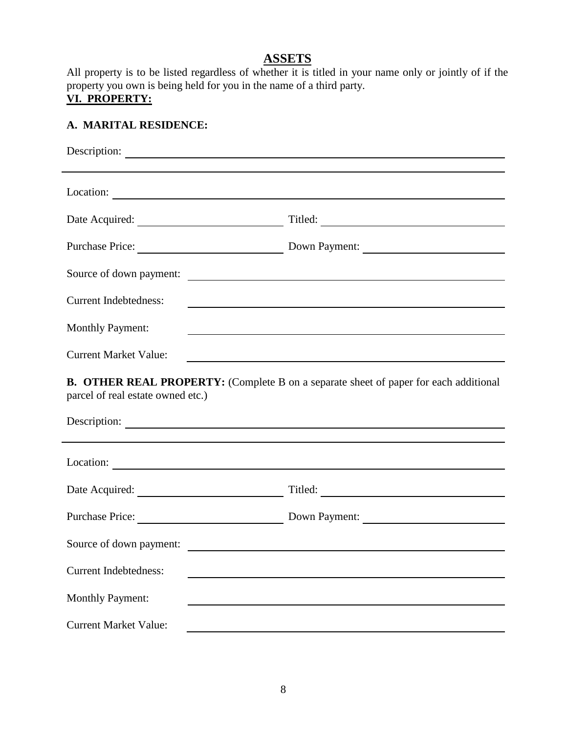# ASSETS

All property is to be listed regardless of whether it is titled in your name only or jointly of if the property you own is being held for you in the name of a third party.

## VI. PROPERTY:

### A. MARITAL RESIDENCE:

Description: ______________________________________________

______________________________________________

Location: ______________________________________________

Date Acquired: ____________________ Titled: ____________________

Purchase Price: ____________________ Down Payment: ____________________

Source of down payment: ______________________________________________

Current Indebtedness: ______________________________________________

Monthly Payment: ______________________________________________

Current Market Value: ______________________________________________

### B. OTHER REAL PROPERTY: (Complete B on a separate sheet of paper for each additional parcel of real estate owned etc.)

Description: ______________________________________________

______________________________________________

Location: ______________________________________________

Date Acquired: ____________________ Titled: ____________________

Purchase Price: ____________________ Down Payment: ____________________

Source of down payment: ______________________________________________

Current Indebtedness: ______________________________________________

Monthly Payment: ______________________________________________

Current Market Value: ______________________________________________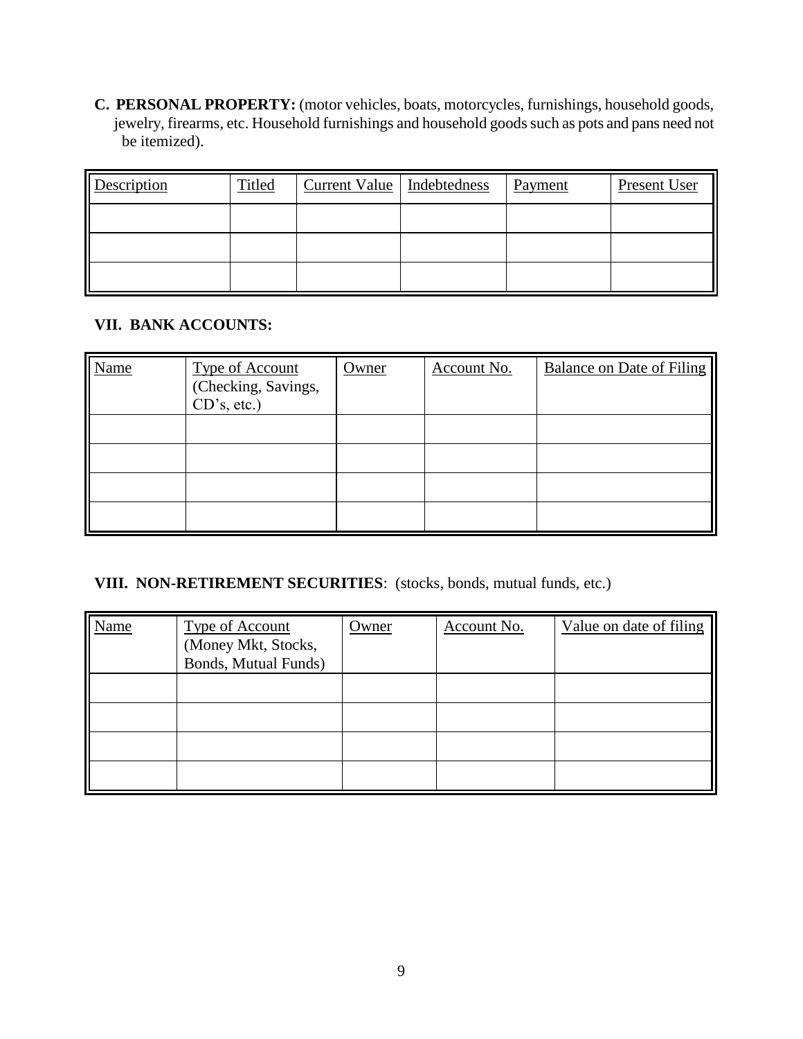**C. PERSONAL PROPERTY:** (motor vehicles, boats, motorcycles, furnishings, household goods, jewelry, firearms, etc. Household furnishings and household goods such as pots and pans need not be itemized).

| Description | Titled | Current Value | Indebtedness | Payment | Present User |
|---|---|---|---|---|---|
| | | | | | |
| | | | | | |
| | | | | | |

## VII. BANK ACCOUNTS:

| Name | Type of Account (Checking, Savings, CD's, etc.) | Owner | Account No. | Balance on Date of Filing |
|---|---|---|---|---|
| | | | | |
| | | | | |
| | | | | |
| | | | | |

## VIII. NON-RETIREMENT SECURITIES: (stocks, bonds, mutual funds, etc.)

| Name | Type of Account (Money Mkt, Stocks, Bonds, Mutual Funds) | Owner | Account No. | Value on date of filing |
|---|---|---|---|---|
| | | | | |
| | | | | |
| | | | | |
| | | | | |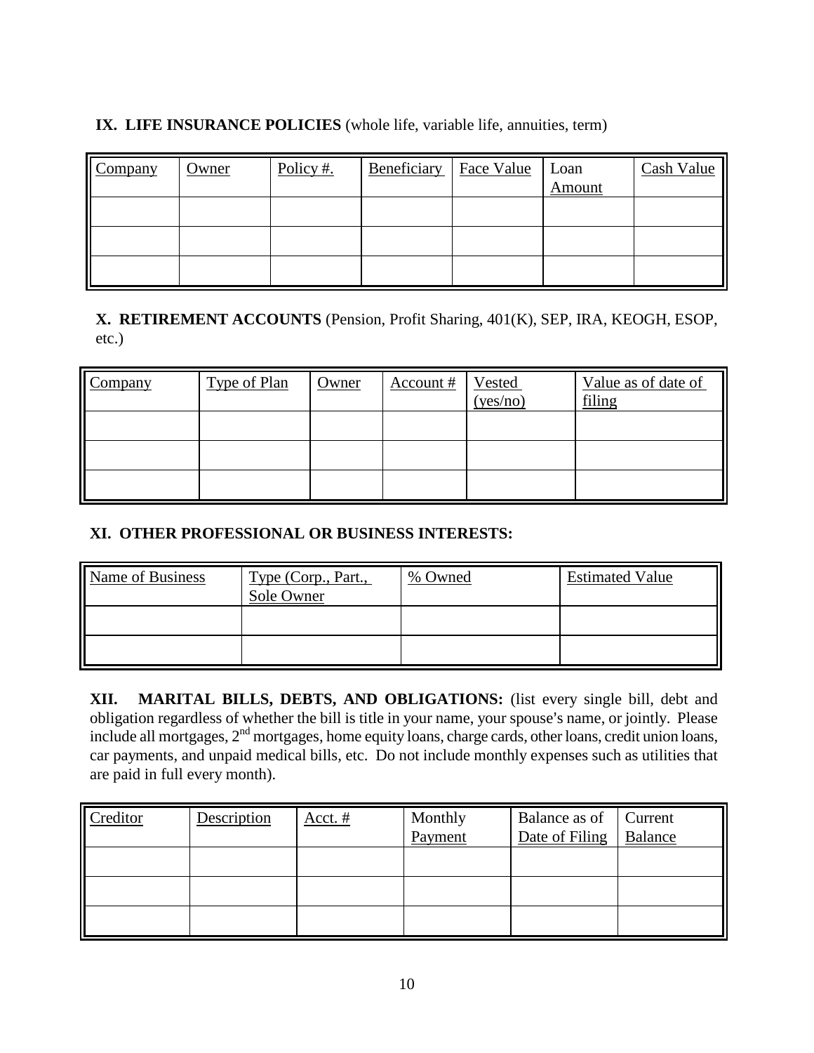**IX. LIFE INSURANCE POLICIES** (whole life, variable life, annuities, term)

| Company | Owner | Policy #. | Beneficiary | Face Value | Loan Amount | Cash Value |
|---|---|---|---|---|---|---|
| | | | | | | |
| | | | | | | |
| | | | | | | |

**X. RETIREMENT ACCOUNTS** (Pension, Profit Sharing, 401(K), SEP, IRA, KEOGH, ESOP, etc.)

| Company | Type of Plan | Owner | Account # | Vested (yes/no) | Value as of date of filing |
|---|---|---|---|---|---|
| | | | | | |
| | | | | | |
| | | | | | |

**XI. OTHER PROFESSIONAL OR BUSINESS INTERESTS:**

| Name of Business | Type (Corp., Part., Sole Owner | % Owned | Estimated Value |
|---|---|---|---|
| | | | |
| | | | |

**XII. MARITAL BILLS, DEBTS, AND OBLIGATIONS:** (list every single bill, debt and obligation regardless of whether the bill is title in your name, your spouse's name, or jointly. Please include all mortgages, 2nd mortgages, home equity loans, charge cards, other loans, credit union loans, car payments, and unpaid medical bills, etc. Do not include monthly expenses such as utilities that are paid in full every month).

| Creditor | Description | Acct. # | Monthly Payment | Balance as of Date of Filing | Current Balance |
|---|---|---|---|---|---|
| | | | | | |
| | | | | | |
| | | | | | |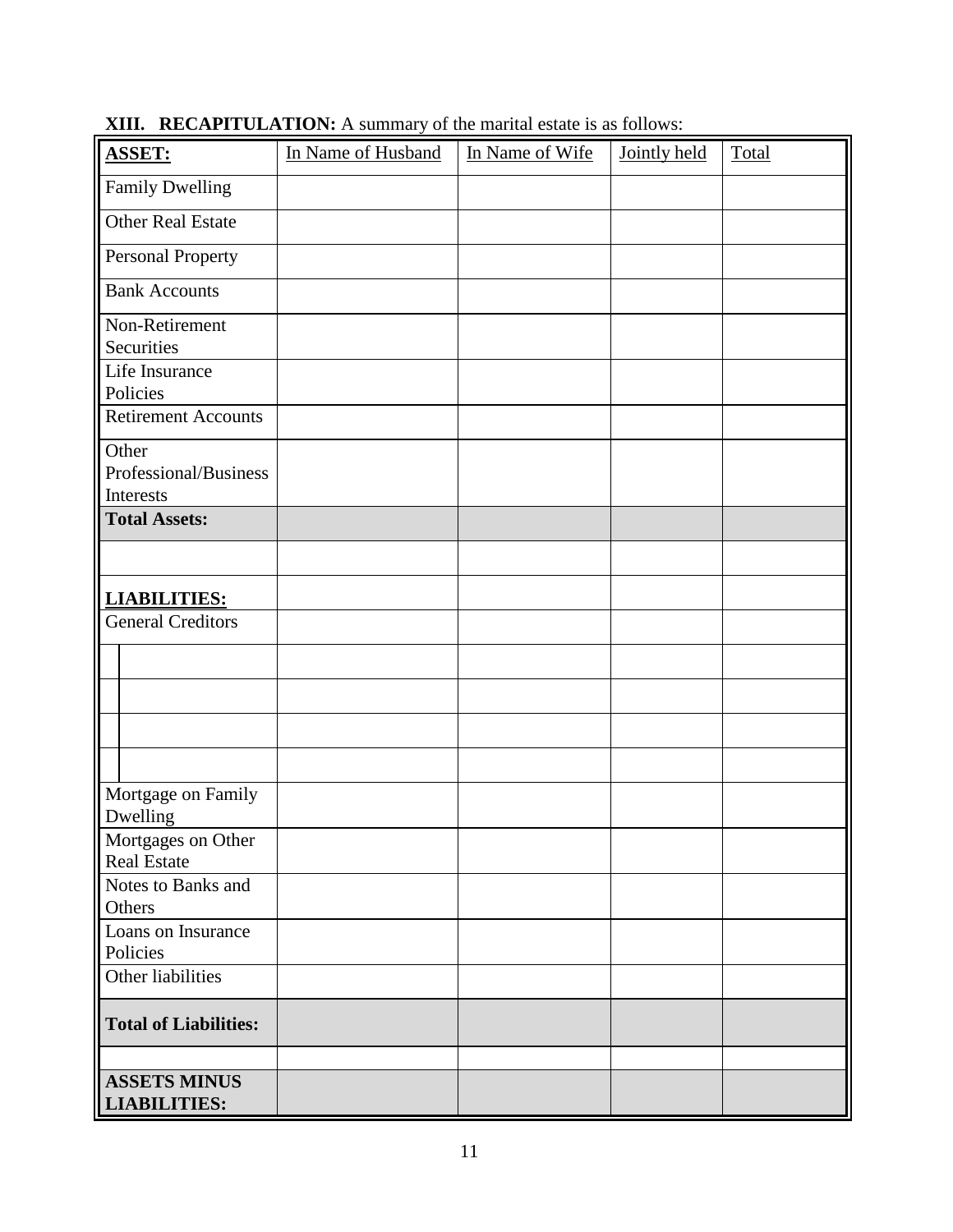**XIII. RECAPITULATION:** A summary of the marital estate is as follows:

| **ASSET:** | In Name of Husband | In Name of Wife | Jointly held | Total |
|---|---|---|---|---|
| Family Dwelling | | | | |
| Other Real Estate | | | | |
| Personal Property | | | | |
| Bank Accounts | | | | |
| Non-Retirement Securities | | | | |
| Life Insurance Policies | | | | |
| Retirement Accounts | | | | |
| Other Professional/Business Interests | | | | |
| **Total Assets:** | | | | |
| | | | | |
| **LIABILITIES:** | | | | |
| General Creditors | | | | |
| | | | | |
| | | | | |
| | | | | |
| | | | | |
| Mortgage on Family Dwelling | | | | |
| Mortgages on Other Real Estate | | | | |
| Notes to Banks and Others | | | | |
| Loans on Insurance Policies | | | | |
| Other liabilities | | | | |
| **Total of Liabilities:** | | | | |
| | | | | |
| **ASSETS MINUS LIABILITIES:** | | | | |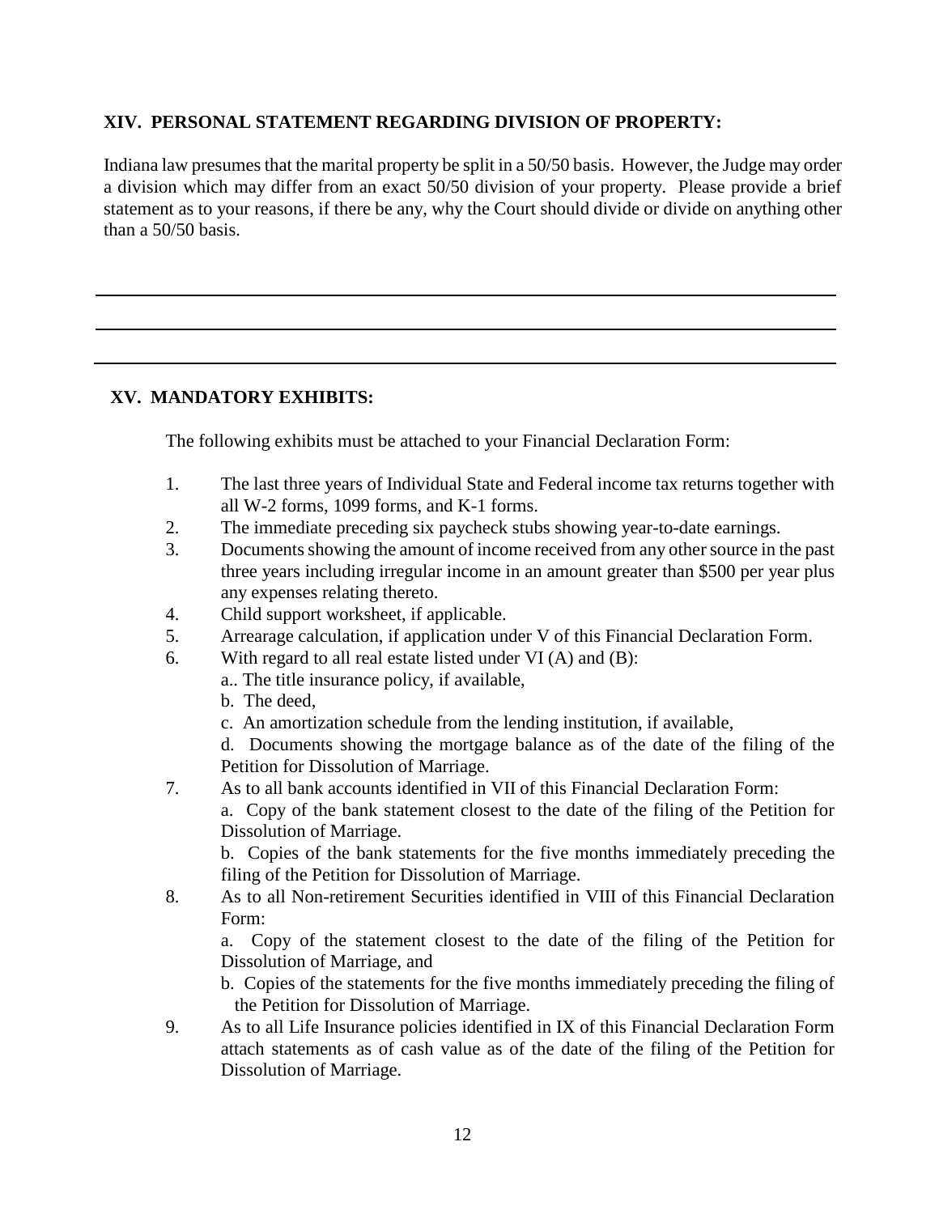**XIV. PERSONAL STATEMENT REGARDING DIVISION OF PROPERTY:**

Indiana law presumes that the marital property be split in a 50/50 basis. However, the Judge may order a division which may differ from an exact 50/50 division of your property. Please provide a brief statement as to your reasons, if there be any, why the Court should divide or divide on anything other than a 50/50 basis.

\_\_\_\_\_\_\_\_\_\_\_\_\_\_\_\_\_\_\_\_\_\_\_\_\_\_\_\_\_\_\_\_\_\_\_\_\_\_\_\_\_\_\_\_\_\_\_\_\_\_\_\_\_\_\_\_\_\_\_\_\_\_\_\_\_\_\_\_\_\_\_\_

\_\_\_\_\_\_\_\_\_\_\_\_\_\_\_\_\_\_\_\_\_\_\_\_\_\_\_\_\_\_\_\_\_\_\_\_\_\_\_\_\_\_\_\_\_\_\_\_\_\_\_\_\_\_\_\_\_\_\_\_\_\_\_\_\_\_\_\_\_\_\_\_

\_\_\_\_\_\_\_\_\_\_\_\_\_\_\_\_\_\_\_\_\_\_\_\_\_\_\_\_\_\_\_\_\_\_\_\_\_\_\_\_\_\_\_\_\_\_\_\_\_\_\_\_\_\_\_\_\_\_\_\_\_\_\_\_\_\_\_\_\_\_\_\_

**XV. MANDATORY EXHIBITS:**

The following exhibits must be attached to your Financial Declaration Form:

1. The last three years of Individual State and Federal income tax returns together with all W-2 forms, 1099 forms, and K-1 forms.
2. The immediate preceding six paycheck stubs showing year-to-date earnings.
3. Documents showing the amount of income received from any other source in the past three years including irregular income in an amount greater than $500 per year plus any expenses relating thereto.
4. Child support worksheet, if applicable.
5. Arrearage calculation, if application under V of this Financial Declaration Form.
6. With regard to all real estate listed under VI (A) and (B):
   a.. The title insurance policy, if available,
   b. The deed,
   c. An amortization schedule from the lending institution, if available,
   d. Documents showing the mortgage balance as of the date of the filing of the Petition for Dissolution of Marriage.
7. As to all bank accounts identified in VII of this Financial Declaration Form:
   a. Copy of the bank statement closest to the date of the filing of the Petition for Dissolution of Marriage.
   b. Copies of the bank statements for the five months immediately preceding the filing of the Petition for Dissolution of Marriage.
8. As to all Non-retirement Securities identified in VIII of this Financial Declaration Form:
   a. Copy of the statement closest to the date of the filing of the Petition for Dissolution of Marriage, and
   b. Copies of the statements for the five months immediately preceding the filing of the Petition for Dissolution of Marriage.
9. As to all Life Insurance policies identified in IX of this Financial Declaration Form attach statements as of cash value as of the date of the filing of the Petition for Dissolution of Marriage.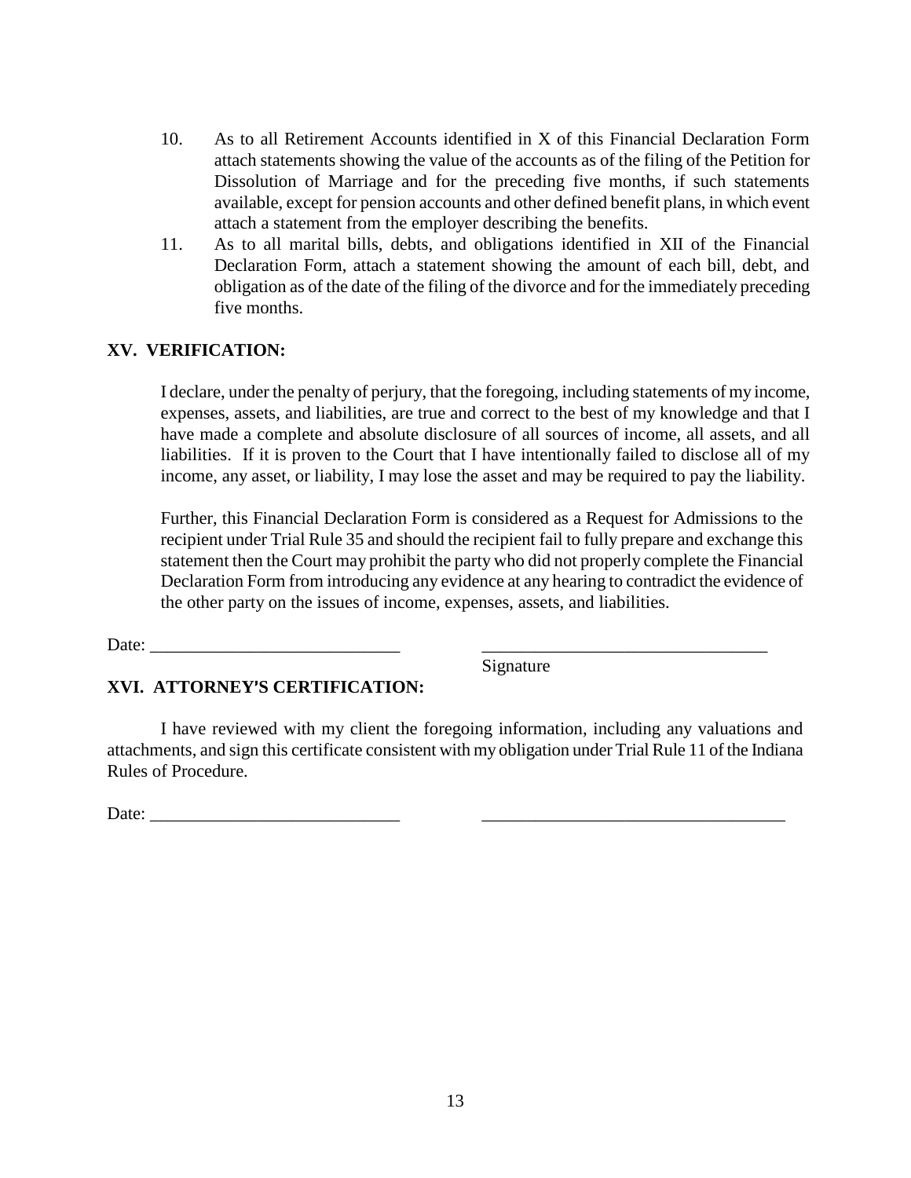10. As to all Retirement Accounts identified in X of this Financial Declaration Form attach statements showing the value of the accounts as of the filing of the Petition for Dissolution of Marriage and for the preceding five months, if such statements available, except for pension accounts and other defined benefit plans, in which event attach a statement from the employer describing the benefits.
11. As to all marital bills, debts, and obligations identified in XII of the Financial Declaration Form, attach a statement showing the amount of each bill, debt, and obligation as of the date of the filing of the divorce and for the immediately preceding five months.

**XV. VERIFICATION:**

I declare, under the penalty of perjury, that the foregoing, including statements of my income, expenses, assets, and liabilities, are true and correct to the best of my knowledge and that I have made a complete and absolute disclosure of all sources of income, all assets, and all liabilities. If it is proven to the Court that I have intentionally failed to disclose all of my income, any asset, or liability, I may lose the asset and may be required to pay the liability.

Further, this Financial Declaration Form is considered as a Request for Admissions to the recipient under Trial Rule 35 and should the recipient fail to fully prepare and exchange this statement then the Court may prohibit the party who did not properly complete the Financial Declaration Form from introducing any evidence at any hearing to contradict the evidence of the other party on the issues of income, expenses, assets, and liabilities.

Date: ____________________________ ________________________________

Signature

**XVI. ATTORNEY'S CERTIFICATION:**

I have reviewed with my client the foregoing information, including any valuations and attachments, and sign this certificate consistent with my obligation under Trial Rule 11 of the Indiana Rules of Procedure.

Date: ____________________________ __________________________________